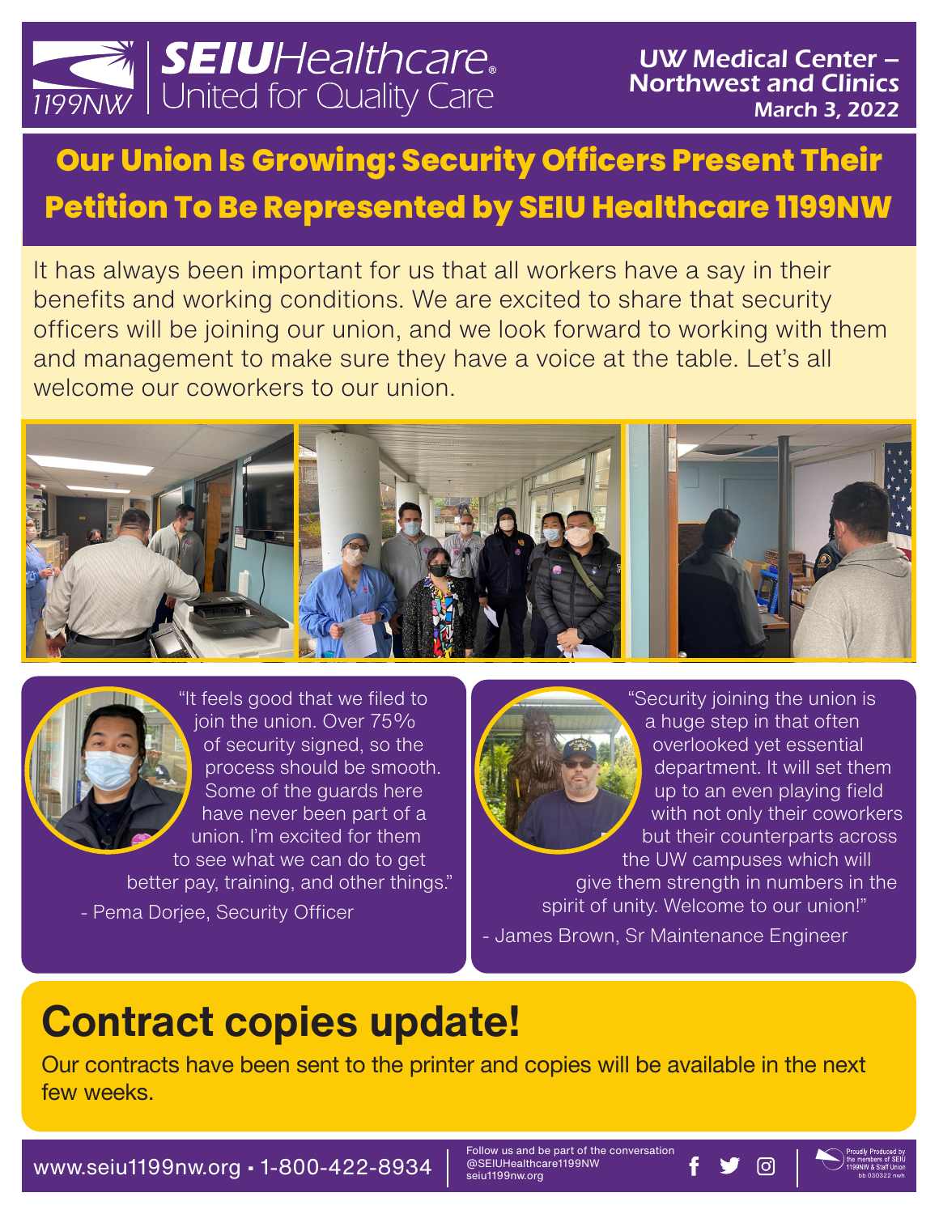SEIU Healthcare 1199NW
United for Quality Care

UW Medical Center – Northwest and Clinics
March 3, 2022

# Our Union Is Growing: Security Officers Present Their Petition To Be Represented by SEIU Healthcare 1199NW

It has always been important for us that all workers have a say in their benefits and working conditions. We are excited to share that security officers will be joining our union, and we look forward to working with them and management to make sure they have a voice at the table. Let's all welcome our coworkers to our union.

"It feels good that we filed to join the union. Over 75% of security signed, so the process should be smooth. Some of the guards here have never been part of a union. I'm excited for them to see what we can do to get better pay, training, and other things."

- Pema Dorjee, Security Officer

"Security joining the union is a huge step in that often overlooked yet essential department. It will set them up to an even playing field with not only their coworkers but their counterparts across the UW campuses which will give them strength in numbers in the spirit of unity. Welcome to our union!"

- James Brown, Sr Maintenance Engineer

# Contract copies update!

Our contracts have been sent to the printer and copies will be available in the next few weeks.

www.seiu1199nw.org • 1-800-422-8934

Follow us and be part of the conversation
@SEIUHealthcare1199NW
seiu1199nw.org

Proudly Produced by the members of SEIU 1199NW & Staff Union
bb 030322 nwh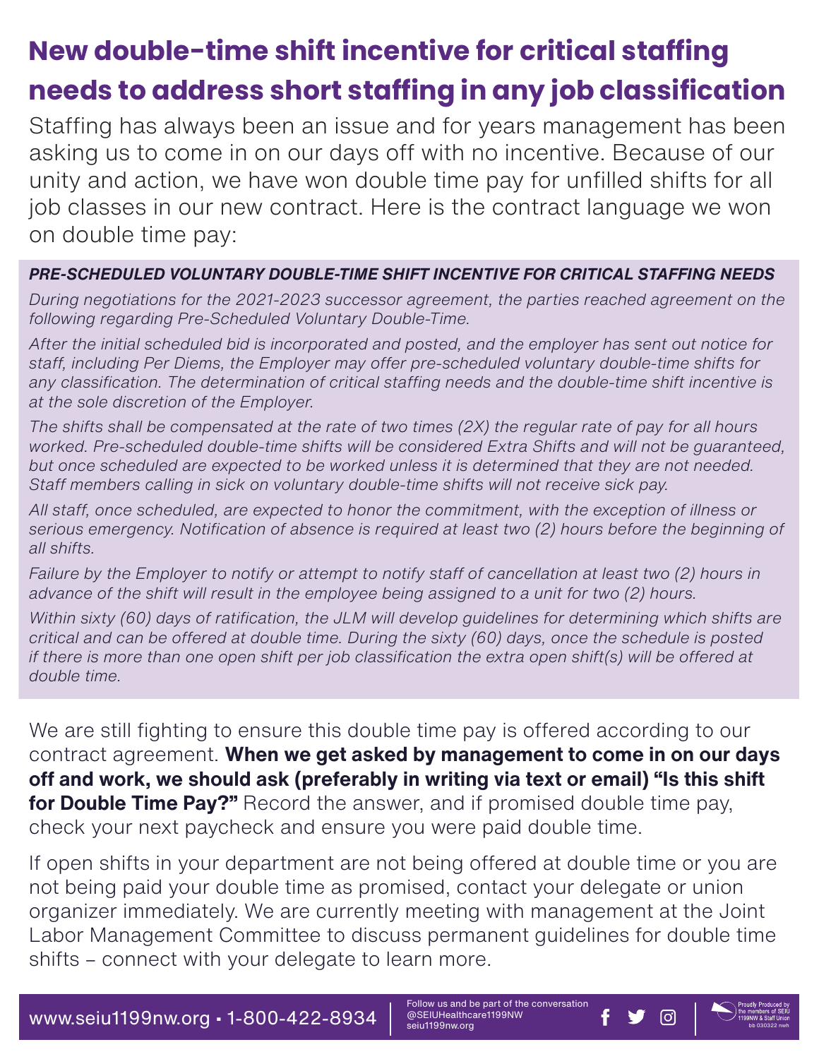# New double-time shift incentive for critical staffing needs to address short staffing in any job classification

Staffing has always been an issue and for years management has been asking us to come in on our days off with no incentive. Because of our unity and action, we have won double time pay for unfilled shifts for all job classes in our new contract. Here is the contract language we won on double time pay:

***PRE-SCHEDULED VOLUNTARY DOUBLE-TIME SHIFT INCENTIVE FOR CRITICAL STAFFING NEEDS***

*During negotiations for the 2021-2023 successor agreement, the parties reached agreement on the following regarding Pre-Scheduled Voluntary Double-Time.*

*After the initial scheduled bid is incorporated and posted, and the employer has sent out notice for staff, including Per Diems, the Employer may offer pre-scheduled voluntary double-time shifts for any classification. The determination of critical staffing needs and the double-time shift incentive is at the sole discretion of the Employer.*

*The shifts shall be compensated at the rate of two times (2X) the regular rate of pay for all hours worked. Pre-scheduled double-time shifts will be considered Extra Shifts and will not be guaranteed, but once scheduled are expected to be worked unless it is determined that they are not needed. Staff members calling in sick on voluntary double-time shifts will not receive sick pay.*

*All staff, once scheduled, are expected to honor the commitment, with the exception of illness or serious emergency. Notification of absence is required at least two (2) hours before the beginning of all shifts.*

*Failure by the Employer to notify or attempt to notify staff of cancellation at least two (2) hours in advance of the shift will result in the employee being assigned to a unit for two (2) hours.*

*Within sixty (60) days of ratification, the JLM will develop guidelines for determining which shifts are critical and can be offered at double time. During the sixty (60) days, once the schedule is posted if there is more than one open shift per job classification the extra open shift(s) will be offered at double time.*

We are still fighting to ensure this double time pay is offered according to our contract agreement. **When we get asked by management to come in on our days off and work, we should ask (preferably in writing via text or email) "Is this shift for Double Time Pay?"** Record the answer, and if promised double time pay, check your next paycheck and ensure you were paid double time.

If open shifts in your department are not being offered at double time or you are not being paid your double time as promised, contact your delegate or union organizer immediately. We are currently meeting with management at the Joint Labor Management Committee to discuss permanent guidelines for double time shifts – connect with your delegate to learn more.

www.seiu1199nw.org • 1-800-422-8934

Follow us and be part of the conversation
@SEIUHealthcare1199NW
seiu1199nw.org

Proudly Produced by the members of SEIU 1199NW & Staff Union
bb 030322 nwh